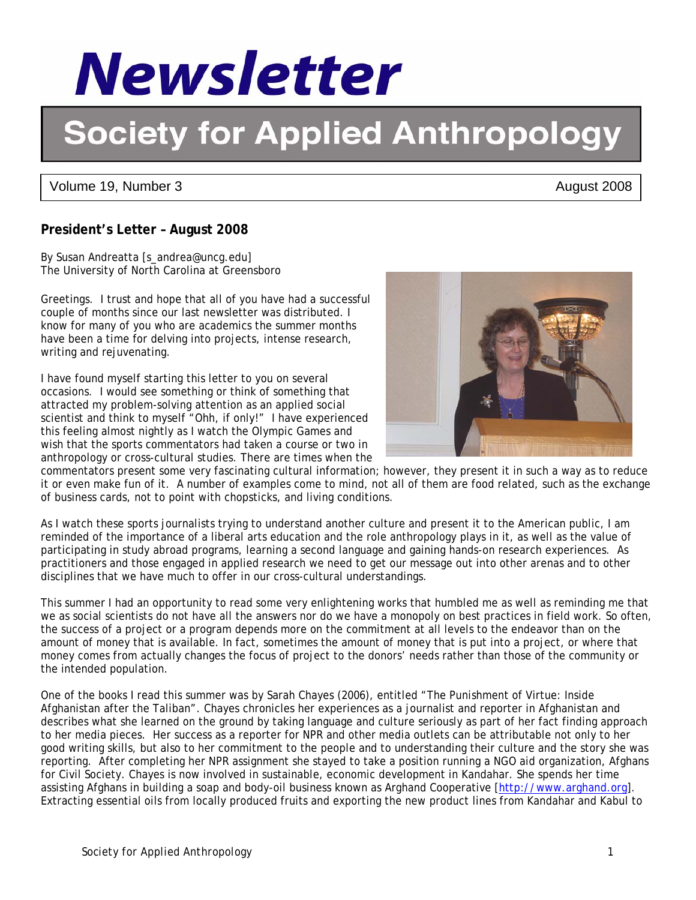# Newsletter

# Society for Applied Anthropology

Volume 19, Number 3 August 2008

## President's Letter – August 2008

By Susan Andreatta [s_andrea@uncg.edu]
The University of North Carolina at Greensboro

Greetings. I trust and hope that all of you have had a successful couple of months since our last newsletter was distributed. I know for many of you who are academics the summer months have been a time for delving into projects, intense research, writing and rejuvenating.

I have found myself starting this letter to you on several occasions. I would see something or think of something that attracted my problem-solving attention as an applied social scientist and think to myself "Ohh, if only!" I have experienced this feeling almost nightly as I watch the Olympic Games and wish that the sports commentators had taken a course or two in anthropology or cross-cultural studies. There are times when the commentators present some very fascinating cultural information; however, they present it in such a way as to reduce it or even make fun of it. A number of examples come to mind, not all of them are food related, such as the exchange of business cards, not to point with chopsticks, and living conditions.

As I watch these sports journalists trying to understand another culture and present it to the American public, I am reminded of the importance of a liberal arts education and the role anthropology plays in it, as well as the value of participating in study abroad programs, learning a second language and gaining hands-on research experiences. As practitioners and those engaged in applied research we need to get our message out into other arenas and to other disciplines that we have much to offer in our cross-cultural understandings.

This summer I had an opportunity to read some very enlightening works that humbled me as well as reminding me that we as social scientists do not have all the answers nor do we have a monopoly on best practices in field work. So often, the success of a project or a program depends more on the commitment at all levels to the endeavor than on the amount of money that is available. In fact, sometimes the amount of money that is put into a project, or where that money comes from actually changes the focus of project to the donors' needs rather than those of the community or the intended population.

One of the books I read this summer was by Sarah Chayes (2006), entitled "The Punishment of Virtue: Inside Afghanistan after the Taliban". Chayes chronicles her experiences as a journalist and reporter in Afghanistan and describes what she learned on the ground by taking language and culture seriously as part of her fact finding approach to her media pieces. Her success as a reporter for NPR and other media outlets can be attributable not only to her good writing skills, but also to her commitment to the people and to understanding their culture and the story she was reporting. After completing her NPR assignment she stayed to take a position running a NGO aid organization, Afghans for Civil Society. Chayes is now involved in sustainable, economic development in Kandahar. She spends her time assisting Afghans in building a soap and body-oil business known as Arghand Cooperative [http://www.arghand.org]. Extracting essential oils from locally produced fruits and exporting the new product lines from Kandahar and Kabul to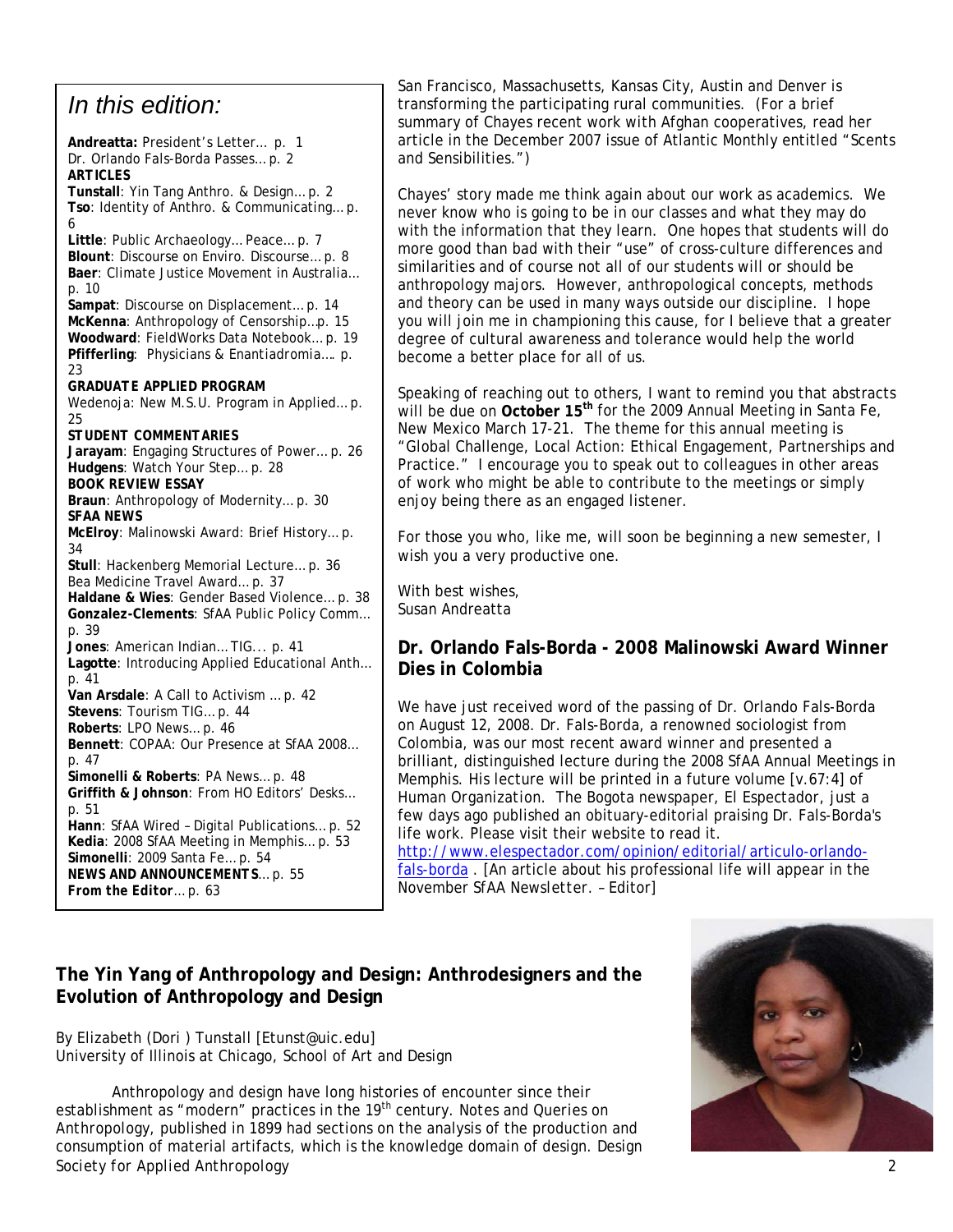## In this edition:

**Andreatta:** President's Letter… p. 1
Dr. Orlando Fals-Borda Passes… p. 2
**ARTICLES**
**Tunstall**: Yin Tang Anthro. & Design… p. 2
**Tso**: Identity of Anthro. & Communicating… p. 6
**Little**: Public Archaeology… Peace… p. 7
**Blount**: Discourse on Enviro. Discourse… p. 8
**Baer**: Climate Justice Movement in Australia… p. 10
**Sampat**: Discourse on Displacement… p. 14
**McKenna**: Anthropology of Censorship…p. 15
**Woodward**: FieldWorks Data Notebook… p. 19
**Pfifferling**: Physicians & Enantiadromia…. p. 23
**GRADUATE APPLIED PROGRAM**
Wedenoja: New M.S.U. Program in Applied… p. 25
**STUDENT COMMENTARIES**
**Jarayam**: Engaging Structures of Power… p. 26
**Hudgens**: Watch Your Step… p. 28
**BOOK REVIEW ESSAY**
**Braun**: Anthropology of Modernity… p. 30
**SFAA NEWS**
**McElroy**: Malinowski Award: Brief History… p. 34
**Stull**: Hackenberg Memorial Lecture… p. 36
Bea Medicine Travel Award… p. 37
**Haldane & Wies**: Gender Based Violence… p. 38
**Gonzalez-Clements**: SfAA Public Policy Comm… p. 39
**Jones**: American Indian… TIG... p. 41
**Lagotte**: Introducing Applied Educational Anth… p. 41
**Van Arsdale**: A Call to Activism … p. 42
**Stevens**: Tourism TIG… p. 44
**Roberts**: LPO News… p. 46
**Bennett**: COPAA: Our Presence at SfAA 2008… p. 47
**Simonelli & Roberts**: PA News… p. 48
**Griffith & Johnson**: From HO Editors' Desks… p. 51
**Hann**: SfAA Wired – Digital Publications… p. 52
**Kedia**: 2008 SfAA Meeting in Memphis… p. 53
**Simonelli**: 2009 Santa Fe… p. 54
**NEWS AND ANNOUNCEMENTS**… p. 55
**From the Editor**… p. 63

San Francisco, Massachusetts, Kansas City, Austin and Denver is transforming the participating rural communities. (For a brief summary of Chayes recent work with Afghan cooperatives, read her article in the December 2007 issue of Atlantic Monthly entitled "Scents and Sensibilities.")

Chayes' story made me think again about our work as academics. We never know who is going to be in our classes and what they may do with the information that they learn. One hopes that students will do more good than bad with their "use" of cross-culture differences and similarities and of course not all of our students will or should be anthropology majors. However, anthropological concepts, methods and theory can be used in many ways outside our discipline. I hope you will join me in championing this cause, for I believe that a greater degree of cultural awareness and tolerance would help the world become a better place for all of us.

Speaking of reaching out to others, I want to remind you that abstracts will be due on **October 15th** for the 2009 Annual Meeting in Santa Fe, New Mexico March 17-21. The theme for this annual meeting is "Global Challenge, Local Action: Ethical Engagement, Partnerships and Practice." I encourage you to speak out to colleagues in other areas of work who might be able to contribute to the meetings or simply enjoy being there as an engaged listener.

For those you who, like me, will soon be beginning a new semester, I wish you a very productive one.

With best wishes,
Susan Andreatta

### Dr. Orlando Fals-Borda - 2008 Malinowski Award Winner Dies in Colombia

We have just received word of the passing of Dr. Orlando Fals-Borda on August 12, 2008. Dr. Fals-Borda, a renowned sociologist from Colombia, was our most recent award winner and presented a brilliant, distinguished lecture during the 2008 SfAA Annual Meetings in Memphis. His lecture will be printed in a future volume [v.67:4] of *Human Organization*. The Bogota newspaper, *El Espectador*, just a few days ago published an obituary-editorial praising Dr. Fals-Borda's life work. Please visit their website to read it. http://www.elespectador.com/opinion/editorial/articulo-orlando-fals-borda . [An article about his professional life will appear in the November *SfAA Newsletter*. – Editor]

### The Yin Yang of Anthropology and Design: Anthrodesigners and the Evolution of Anthropology and Design

By Elizabeth (Dori ) Tunstall [Etunst@uic.edu]
University of Illinois at Chicago, School of Art and Design

Anthropology and design have long histories of encounter since their establishment as "modern" practices in the 19th century. Notes and Queries on Anthropology, published in 1899 had sections on the analysis of the production and consumption of material artifacts, which is the knowledge domain of design. Design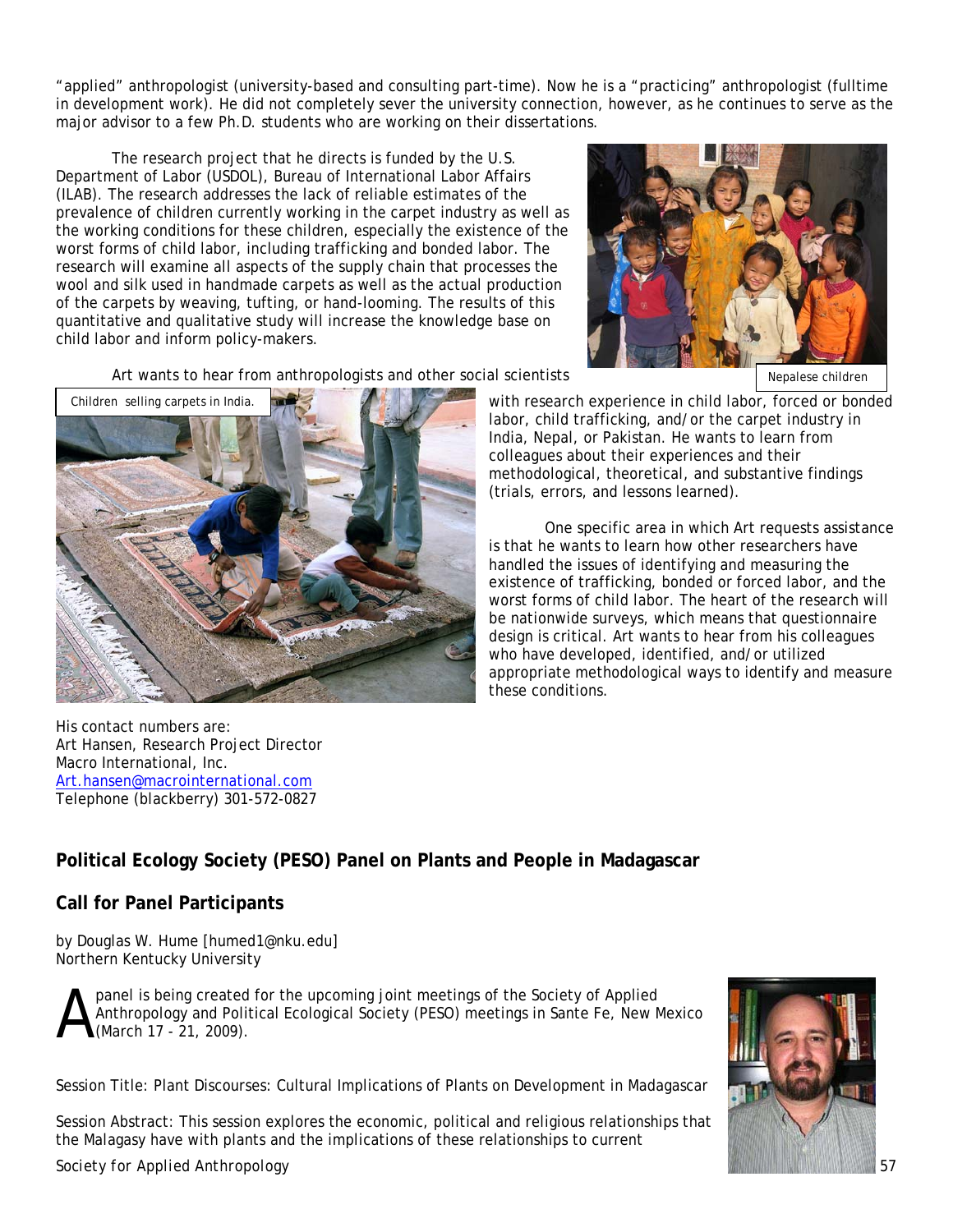"applied" anthropologist (university-based and consulting part-time). Now he is a "practicing" anthropologist (fulltime in development work). He did not completely sever the university connection, however, as he continues to serve as the major advisor to a few Ph.D. students who are working on their dissertations.

The research project that he directs is funded by the U.S. Department of Labor (USDOL), Bureau of International Labor Affairs (ILAB). The research addresses the lack of reliable estimates of the prevalence of children currently working in the carpet industry as well as the working conditions for these children, especially the existence of the worst forms of child labor, including trafficking and bonded labor. The research will examine all aspects of the supply chain that processes the wool and silk used in handmade carpets as well as the actual production of the carpets by weaving, tufting, or hand-looming. The results of this quantitative and qualitative study will increase the knowledge base on child labor and inform policy-makers.

Nepalese children

Art wants to hear from anthropologists and other social scientists with research experience in child labor, forced or bonded labor, child trafficking, and/or the carpet industry in India, Nepal, or Pakistan. He wants to learn from colleagues about their experiences and their methodological, theoretical, and substantive findings (trials, errors, and lessons learned).

Children selling carpets in India.

One specific area in which Art requests assistance is that he wants to learn how other researchers have handled the issues of identifying and measuring the existence of trafficking, bonded or forced labor, and the worst forms of child labor. The heart of the research will be nationwide surveys, which means that questionnaire design is critical. Art wants to hear from his colleagues who have developed, identified, and/or utilized appropriate methodological ways to identify and measure these conditions.

His contact numbers are:
Art Hansen, Research Project Director
Macro International, Inc.
Art.hansen@macrointernational.com
Telephone (blackberry) 301-572-0827

## Political Ecology Society (PESO) Panel on Plants and People in Madagascar

## Call for Panel Participants

by Douglas W. Hume [humed1@nku.edu]
Northern Kentucky University

A panel is being created for the upcoming joint meetings of the Society of Applied Anthropology and Political Ecological Society (PESO) meetings in Sante Fe, New Mexico (March 17 - 21, 2009).

Session Title: Plant Discourses: Cultural Implications of Plants on Development in Madagascar

Session Abstract: This session explores the economic, political and religious relationships that the Malagasy have with plants and the implications of these relationships to current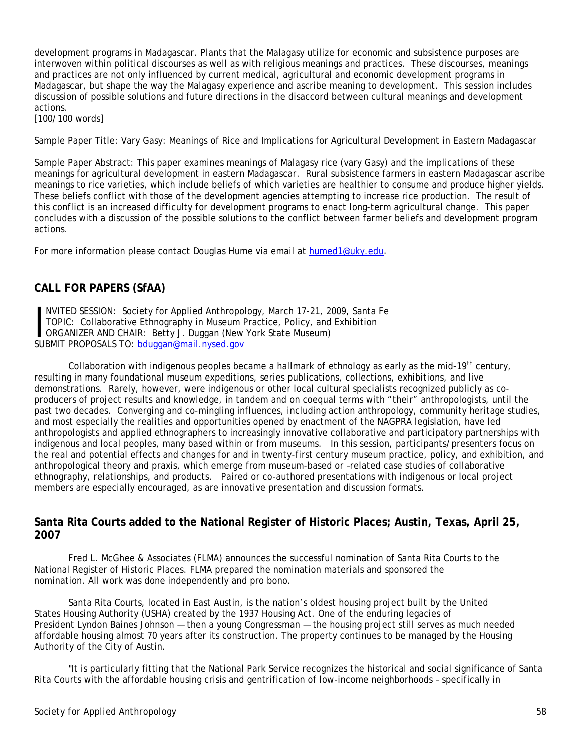development programs in Madagascar. Plants that the Malagasy utilize for economic and subsistence purposes are interwoven within political discourses as well as with religious meanings and practices. These discourses, meanings and practices are not only influenced by current medical, agricultural and economic development programs in Madagascar, but shape the way the Malagasy experience and ascribe meaning to development. This session includes discussion of possible solutions and future directions in the disaccord between cultural meanings and development actions.
[100/100 words]

Sample Paper Title: Vary Gasy: Meanings of Rice and Implications for Agricultural Development in Eastern Madagascar

Sample Paper Abstract: This paper examines meanings of Malagasy rice (vary Gasy) and the implications of these meanings for agricultural development in eastern Madagascar. Rural subsistence farmers in eastern Madagascar ascribe meanings to rice varieties, which include beliefs of which varieties are healthier to consume and produce higher yields. These beliefs conflict with those of the development agencies attempting to increase rice production. The result of this conflict is an increased difficulty for development programs to enact long-term agricultural change. This paper concludes with a discussion of the possible solutions to the conflict between farmer beliefs and development program actions.

For more information please contact Douglas Hume via email at humed1@uky.edu.

## CALL FOR PAPERS (SfAA)

INVITED SESSION: Society for Applied Anthropology, March 17-21, 2009, Santa Fe
TOPIC: Collaborative Ethnography in Museum Practice, Policy, and Exhibition
ORGANIZER AND CHAIR: Betty J. Duggan (New York State Museum)
SUBMIT PROPOSALS TO: bduggan@mail.nysed.gov

Collaboration with indigenous peoples became a hallmark of ethnology as early as the mid-19th century, resulting in many foundational museum expeditions, series publications, collections, exhibitions, and live demonstrations. Rarely, however, were indigenous or other local cultural specialists recognized publicly as co-producers of project results and knowledge, in tandem and on coequal terms with "their" anthropologists, until the past two decades. Converging and co-mingling influences, including action anthropology, community heritage studies, and most especially the realities and opportunities opened by enactment of the NAGPRA legislation, have led anthropologists and applied ethnographers to increasingly innovative collaborative and participatory partnerships with indigenous and local peoples, many based within or from museums. In this session, participants/presenters focus on the real and potential effects and changes for and in twenty-first century museum practice, policy, and exhibition, and anthropological theory and praxis, which emerge from museum-based or –related case studies of collaborative ethnography, relationships, and products. Paired or co-authored presentations with indigenous or local project members are especially encouraged, as are innovative presentation and discussion formats.

## Santa Rita Courts added to the National Register of Historic Places; Austin, Texas, April 25, 2007

Fred L. McGhee & Associates (FLMA) announces the successful nomination of Santa Rita Courts to the National Register of Historic Places. FLMA prepared the nomination materials and sponsored the nomination. All work was done independently and pro bono.

Santa Rita Courts, located in East Austin, is the nation's oldest housing project built by the United States Housing Authority (USHA) created by the 1937 Housing Act. One of the enduring legacies of President Lyndon Baines Johnson — then a young Congressman — the housing project still serves as much needed affordable housing almost 70 years after its construction. The property continues to be managed by the Housing Authority of the City of Austin.

"It is particularly fitting that the National Park Service recognizes the historical and social significance of Santa Rita Courts with the affordable housing crisis and gentrification of low-income neighborhoods – specifically in